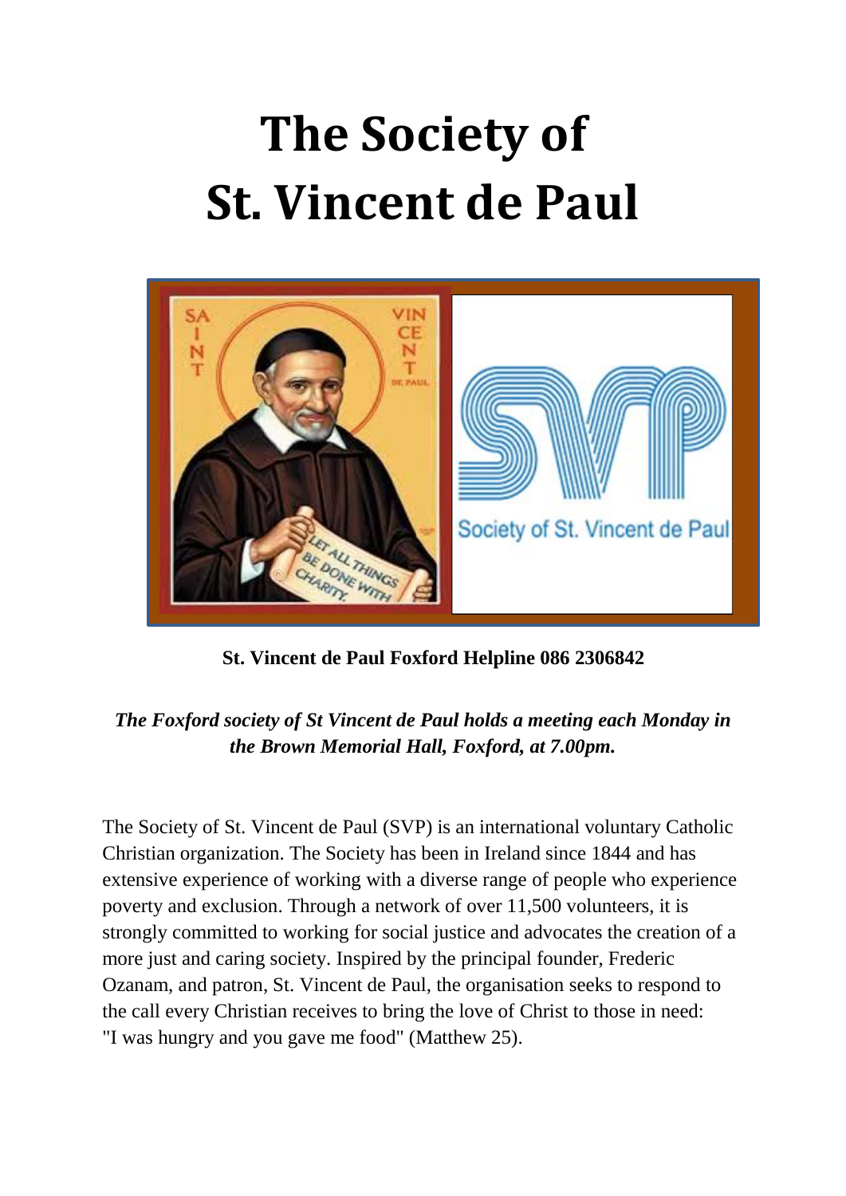# The Society of St. Vincent de Paul

**St. Vincent de Paul Foxford Helpline 086 2306842**

***The Foxford society of St Vincent de Paul holds a meeting each Monday in the Brown Memorial Hall, Foxford, at 7.00pm.***

The Society of St. Vincent de Paul (SVP) is an international voluntary Catholic Christian organization. The Society has been in Ireland since 1844 and has extensive experience of working with a diverse range of people who experience poverty and exclusion. Through a network of over 11,500 volunteers, it is strongly committed to working for social justice and advocates the creation of a more just and caring society. Inspired by the principal founder, Frederic Ozanam, and patron, St. Vincent de Paul, the organisation seeks to respond to the call every Christian receives to bring the love of Christ to those in need: "I was hungry and you gave me food" (Matthew 25).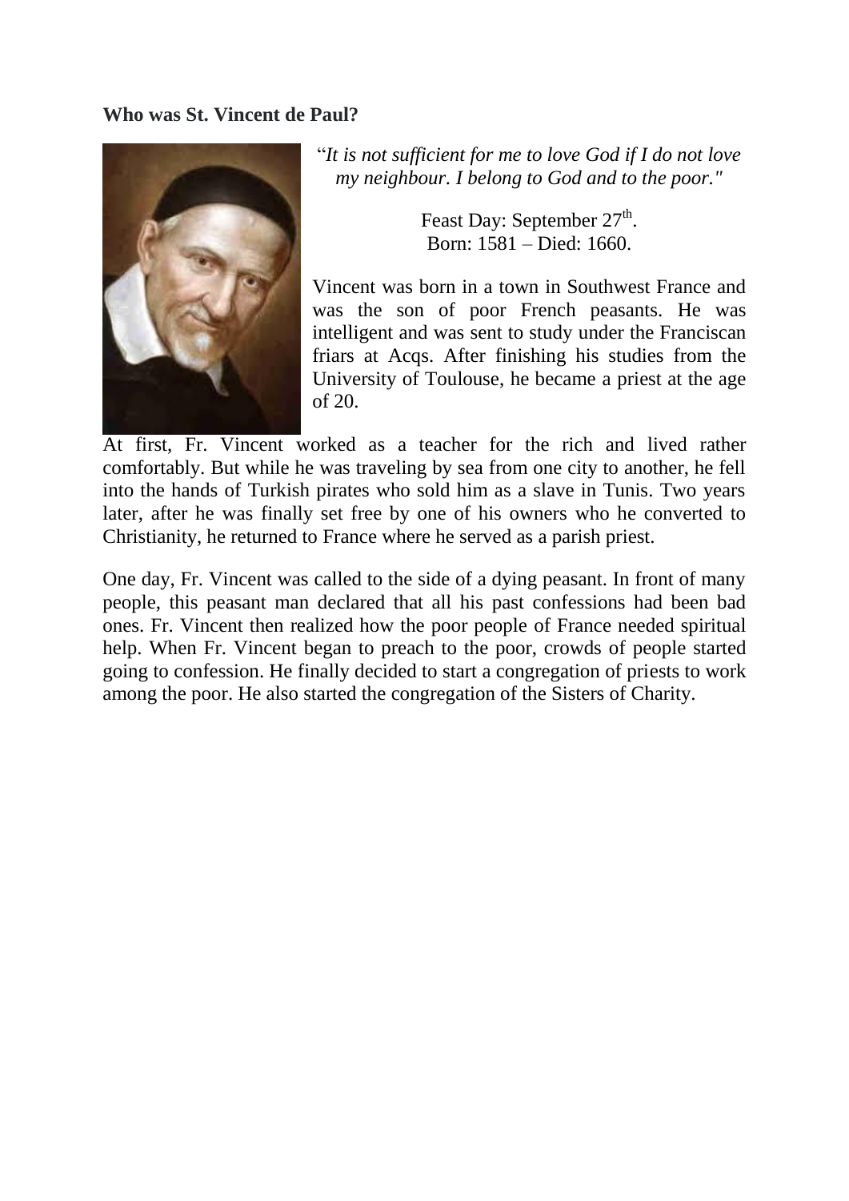**Who was St. Vincent de Paul?**

"*It is not sufficient for me to love God if I do not love my neighbour. I belong to God and to the poor."*

Feast Day: September 27th.
Born: 1581 – Died: 1660.

Vincent was born in a town in Southwest France and was the son of poor French peasants. He was intelligent and was sent to study under the Franciscan friars at Acqs. After finishing his studies from the University of Toulouse, he became a priest at the age of 20.

At first, Fr. Vincent worked as a teacher for the rich and lived rather comfortably. But while he was traveling by sea from one city to another, he fell into the hands of Turkish pirates who sold him as a slave in Tunis. Two years later, after he was finally set free by one of his owners who he converted to Christianity, he returned to France where he served as a parish priest.

One day, Fr. Vincent was called to the side of a dying peasant. In front of many people, this peasant man declared that all his past confessions had been bad ones. Fr. Vincent then realized how the poor people of France needed spiritual help. When Fr. Vincent began to preach to the poor, crowds of people started going to confession. He finally decided to start a congregation of priests to work among the poor. He also started the congregation of the Sisters of Charity.